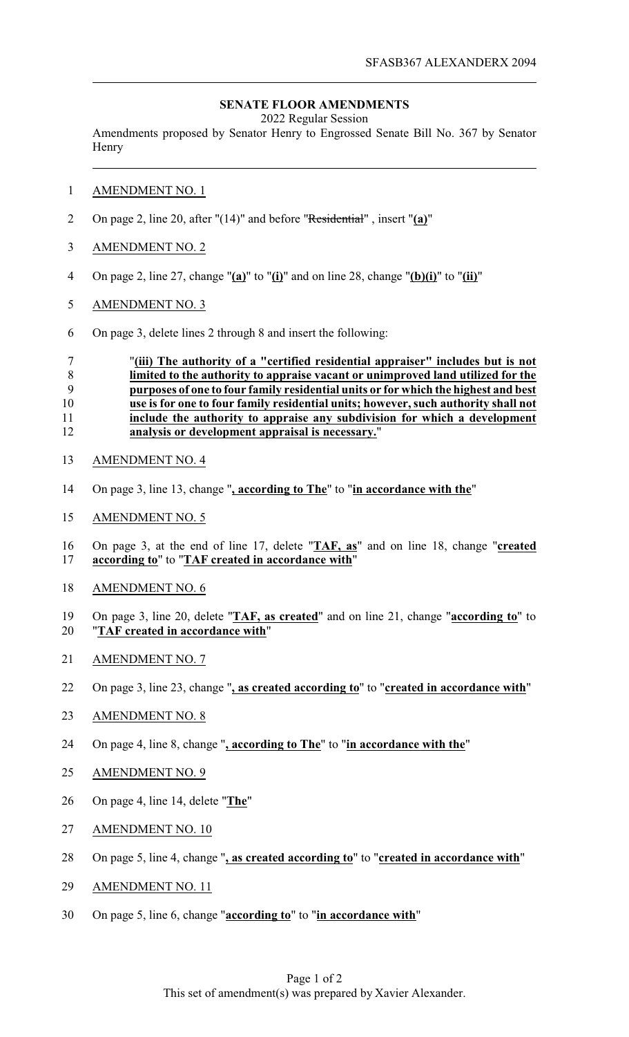**SENATE FLOOR AMENDMENTS**

2022 Regular Session

Amendments proposed by Senator Henry to Engrossed Senate Bill No. 367 by Senator Henry

AMENDMENT NO. 1

On page 2, line 20, after "(14)" and before "~~Residential~~" , insert "**(a)**"

AMENDMENT NO. 2

On page 2, line 27, change "**(a)**" to "**(i)**" and on line 28, change "**(b)(i)**" to "**(ii)**"

AMENDMENT NO. 3

On page 3, delete lines 2 through 8 and insert the following:

"**(iii) The authority of a "certified residential appraiser" includes but is not limited to the authority to appraise vacant or unimproved land utilized for the purposes of one to four family residential units or for which the highest and best use is for one to four family residential units; however, such authority shall not include the authority to appraise any subdivision for which a development analysis or development appraisal is necessary.**"

AMENDMENT NO. 4

On page 3, line 13, change "**, according to The**" to "**in accordance with the**"

AMENDMENT NO. 5

On page 3, at the end of line 17, delete "**TAF, as**" and on line 18, change "**created according to**" to "**TAF created in accordance with**"

AMENDMENT NO. 6

On page 3, line 20, delete "**TAF, as created**" and on line 21, change "**according to**" to "**TAF created in accordance with**"

AMENDMENT NO. 7

On page 3, line 23, change "**, as created according to**" to "**created in accordance with**"

AMENDMENT NO. 8

On page 4, line 8, change "**, according to The**" to "**in accordance with the**"

AMENDMENT NO. 9

On page 4, line 14, delete "**The**"

AMENDMENT NO. 10

On page 5, line 4, change "**, as created according to**" to "**created in accordance with**"

AMENDMENT NO. 11

On page 5, line 6, change "**according to**" to "**in accordance with**"

This set of amendment(s) was prepared by Xavier Alexander.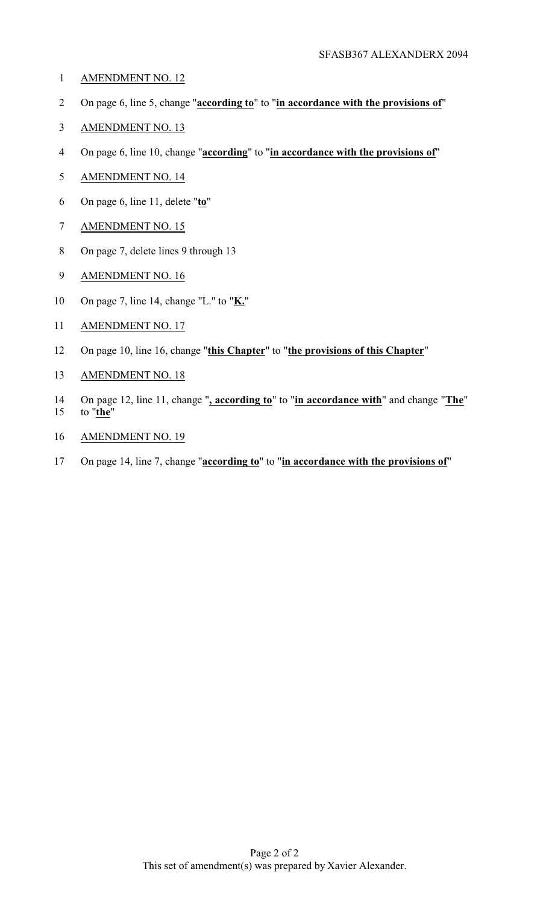AMENDMENT NO. 12

On page 6, line 5, change "**according to**" to "**in accordance with the provisions of**"

AMENDMENT NO. 13

On page 6, line 10, change "**according**" to "**in accordance with the provisions of**"

AMENDMENT NO. 14

On page 6, line 11, delete "**to**"

AMENDMENT NO. 15

On page 7, delete lines 9 through 13

AMENDMENT NO. 16

On page 7, line 14, change "L." to "**K.**"

AMENDMENT NO. 17

On page 10, line 16, change "**this Chapter**" to "**the provisions of this Chapter**"

AMENDMENT NO. 18

On page 12, line 11, change "**, according to**" to "**in accordance with**" and change "**The**" to "**the**"

AMENDMENT NO. 19

On page 14, line 7, change "**according to**" to "**in accordance with the provisions of**"

This set of amendment(s) was prepared by Xavier Alexander.